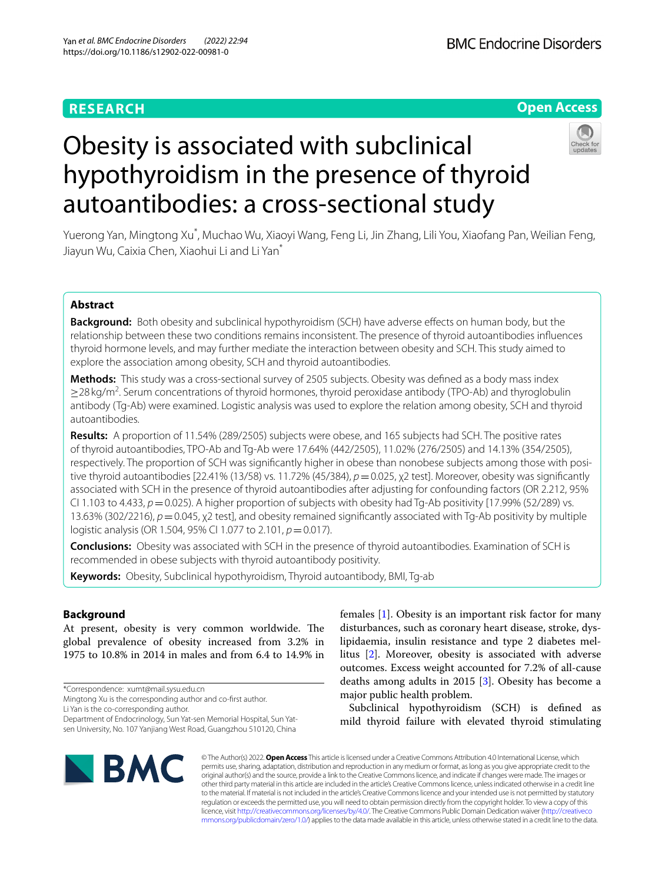# Obesity is associated with subclinical hypothyroidism in the presence of thyroid autoantibodies: a cross-sectional study

Yuerong Yan, Mingtong Xu*, Muchao Wu, Xiaoyi Wang, Feng Li, Jin Zhang, Lili You, Xiaofang Pan, Weilian Feng, Jiayun Wu, Caixia Chen, Xiaohui Li and Li Yan*

## Abstract

**Background:** Both obesity and subclinical hypothyroidism (SCH) have adverse effects on human body, but the relationship between these two conditions remains inconsistent. The presence of thyroid autoantibodies influences thyroid hormone levels, and may further mediate the interaction between obesity and SCH. This study aimed to explore the association among obesity, SCH and thyroid autoantibodies.

**Methods:** This study was a cross-sectional survey of 2505 subjects. Obesity was defined as a body mass index $\geq 28\,kg/m^2$. Serum concentrations of thyroid hormones, thyroid peroxidase antibody (TPO-Ab) and thyroglobulin antibody (Tg-Ab) were examined. Logistic analysis was used to explore the relation among obesity, SCH and thyroid autoantibodies.

**Results:** A proportion of 11.54% (289/2505) subjects were obese, and 165 subjects had SCH. The positive rates of thyroid autoantibodies, TPO-Ab and Tg-Ab were 17.64% (442/2505), 11.02% (276/2505) and 14.13% (354/2505), respectively. The proportion of SCH was significantly higher in obese than nonobese subjects among those with positive thyroid autoantibodies [22.41% (13/58) vs. 11.72% (45/384), $p = 0.025$, $\chi^2$ test]. Moreover, obesity was significantly associated with SCH in the presence of thyroid autoantibodies after adjusting for confounding factors (OR 2.212, 95% CI 1.103 to 4.433, $p = 0.025$). A higher proportion of subjects with obesity had Tg-Ab positivity [17.99% (52/289) vs. 13.63% (302/2216), $p = 0.045$, $\chi^2$ test], and obesity remained significantly associated with Tg-Ab positivity by multiple logistic analysis (OR 1.504, 95% CI 1.077 to 2.101, $p = 0.017$).

**Conclusions:** Obesity was associated with SCH in the presence of thyroid autoantibodies. Examination of SCH is recommended in obese subjects with thyroid autoantibody positivity.

**Keywords:** Obesity, Subclinical hypothyroidism, Thyroid autoantibody, BMI, Tg-ab

## Background

At present, obesity is very common worldwide. The global prevalence of obesity increased from 3.2% in 1975 to 10.8% in 2014 in males and from 6.4 to 14.9% in females [1]. Obesity is an important risk factor for many disturbances, such as coronary heart disease, stroke, dyslipidaemia, insulin resistance and type 2 diabetes mellitus [2]. Moreover, obesity is associated with adverse outcomes. Excess weight accounted for 7.2% of all-cause deaths among adults in 2015 [3]. Obesity has become a major public health problem.

Subclinical hypothyroidism (SCH) is defined as mild thyroid failure with elevated thyroid stimulating

*Correspondence: xumt@mail.sysu.edu.cn
Mingtong Xu is the corresponding author and co-first author.
Li Yan is the co-corresponding author.
Department of Endocrinology, Sun Yat-sen Memorial Hospital, Sun Yat-sen University, No. 107 Yanjiang West Road, Guangzhou 510120, China

© The Author(s) 2022. **Open Access** This article is licensed under a Creative Commons Attribution 4.0 International License, which permits use, sharing, adaptation, distribution and reproduction in any medium or format, as long as you give appropriate credit to the original author(s) and the source, provide a link to the Creative Commons licence, and indicate if changes were made. The images or other third party material in this article are included in the article's Creative Commons licence, unless indicated otherwise in a credit line to the material. If material is not included in the article's Creative Commons licence and your intended use is not permitted by statutory regulation or exceeds the permitted use, you will need to obtain permission directly from the copyright holder. To view a copy of this licence, visit http://creativecommons.org/licenses/by/4.0/. The Creative Commons Public Domain Dedication waiver (http://creativecommons.org/publicdomain/zero/1.0/) applies to the data made available in this article, unless otherwise stated in a credit line to the data.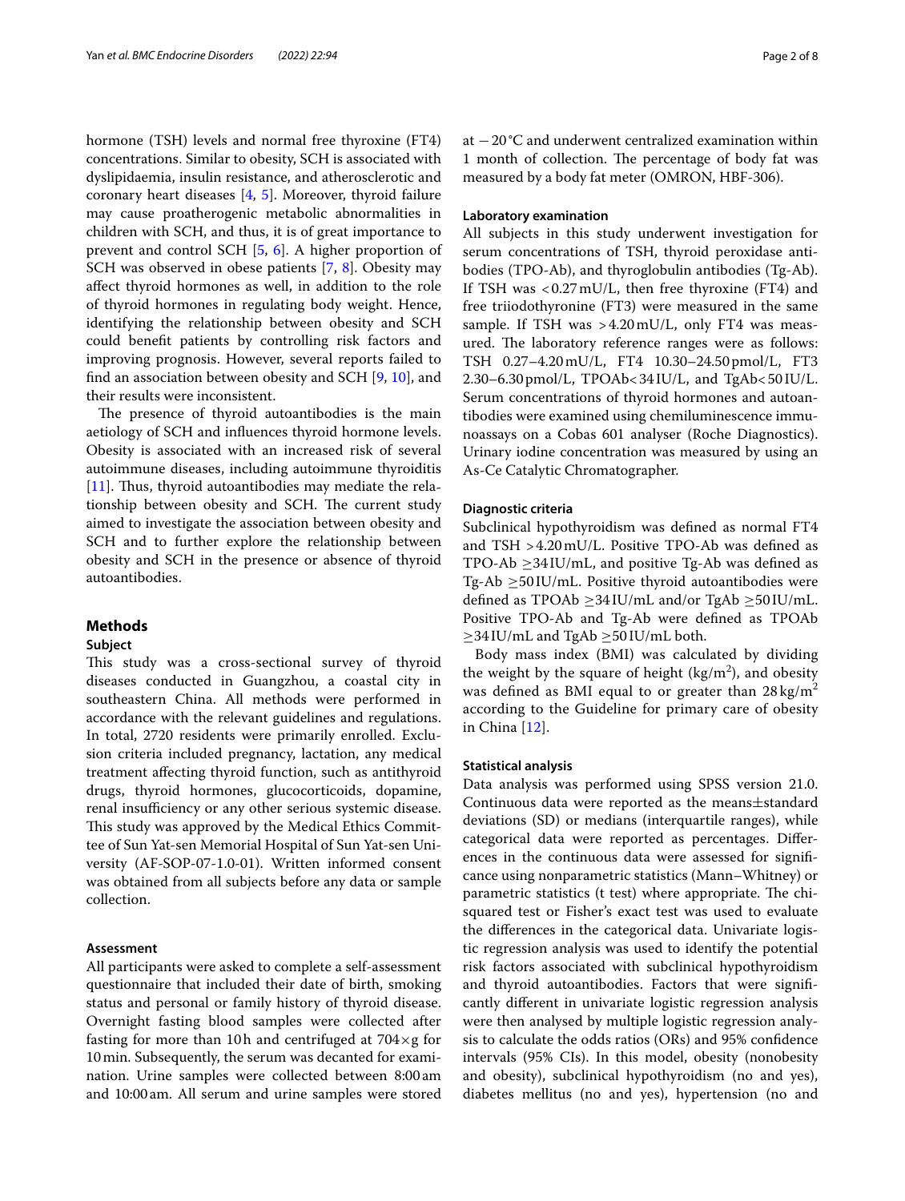hormone (TSH) levels and normal free thyroxine (FT4) concentrations. Similar to obesity, SCH is associated with dyslipidaemia, insulin resistance, and atherosclerotic and coronary heart diseases [4, 5]. Moreover, thyroid failure may cause proatherogenic metabolic abnormalities in children with SCH, and thus, it is of great importance to prevent and control SCH [5, 6]. A higher proportion of SCH was observed in obese patients [7, 8]. Obesity may affect thyroid hormones as well, in addition to the role of thyroid hormones in regulating body weight. Hence, identifying the relationship between obesity and SCH could benefit patients by controlling risk factors and improving prognosis. However, several reports failed to find an association between obesity and SCH [9, 10], and their results were inconsistent.

The presence of thyroid autoantibodies is the main aetiology of SCH and influences thyroid hormone levels. Obesity is associated with an increased risk of several autoimmune diseases, including autoimmune thyroiditis [11]. Thus, thyroid autoantibodies may mediate the relationship between obesity and SCH. The current study aimed to investigate the association between obesity and SCH and to further explore the relationship between obesity and SCH in the presence or absence of thyroid autoantibodies.

## Methods

### Subject

This study was a cross-sectional survey of thyroid diseases conducted in Guangzhou, a coastal city in southeastern China. All methods were performed in accordance with the relevant guidelines and regulations. In total, 2720 residents were primarily enrolled. Exclusion criteria included pregnancy, lactation, any medical treatment affecting thyroid function, such as antithyroid drugs, thyroid hormones, glucocorticoids, dopamine, renal insufficiency or any other serious systemic disease. This study was approved by the Medical Ethics Committee of Sun Yat-sen Memorial Hospital of Sun Yat-sen University (AF-SOP-07-1.0-01). Written informed consent was obtained from all subjects before any data or sample collection.

### Assessment

All participants were asked to complete a self-assessment questionnaire that included their date of birth, smoking status and personal or family history of thyroid disease. Overnight fasting blood samples were collected after fasting for more than 10 h and centrifuged at $704\times g$ for 10 min. Subsequently, the serum was decanted for examination. Urine samples were collected between 8:00 am and 10:00 am. All serum and urine samples were stored at $-20\,^{\circ}C$ and underwent centralized examination within 1 month of collection. The percentage of body fat was measured by a body fat meter (OMRON, HBF-306).

### Laboratory examination

All subjects in this study underwent investigation for serum concentrations of TSH, thyroid peroxidase antibodies (TPO-Ab), and thyroglobulin antibodies (Tg-Ab). If TSH was $<0.27$ mU/L, then free thyroxine (FT4) and free triiodothyronine (FT3) were measured in the same sample. If TSH was $>4.20$ mU/L, only FT4 was measured. The laboratory reference ranges were as follows: TSH 0.27–4.20 mU/L, FT4 10.30–24.50 pmol/L, FT3 2.30–6.30 pmol/L, TPOAb< 34 IU/L, and TgAb< 50 IU/L. Serum concentrations of thyroid hormones and autoantibodies were examined using chemiluminescence immunoassays on a Cobas 601 analyser (Roche Diagnostics). Urinary iodine concentration was measured by using an As-Ce Catalytic Chromatographer.

### Diagnostic criteria

Subclinical hypothyroidism was defined as normal FT4 and TSH $>4.20$ mU/L. Positive TPO-Ab was defined as TPO-Ab $\geq$34 IU/mL, and positive Tg-Ab was defined as Tg-Ab $\geq$50 IU/mL. Positive thyroid autoantibodies were defined as TPOAb $\geq$34 IU/mL and/or TgAb $\geq$50 IU/mL. Positive TPO-Ab and Tg-Ab were defined as TPOAb $\geq$34 IU/mL and TgAb $\geq$50 IU/mL both.

Body mass index (BMI) was calculated by dividing the weight by the square of height (kg/m$^2$), and obesity was defined as BMI equal to or greater than 28 kg/m$^2$ according to the Guideline for primary care of obesity in China [12].

### Statistical analysis

Data analysis was performed using SPSS version 21.0. Continuous data were reported as the means±standard deviations (SD) or medians (interquartile ranges), while categorical data were reported as percentages. Differences in the continuous data were assessed for significance using nonparametric statistics (Mann–Whitney) or parametric statistics (t test) where appropriate. The chi-squared test or Fisher's exact test was used to evaluate the differences in the categorical data. Univariate logistic regression analysis was used to identify the potential risk factors associated with subclinical hypothyroidism and thyroid autoantibodies. Factors that were significantly different in univariate logistic regression analysis were then analysed by multiple logistic regression analysis to calculate the odds ratios (ORs) and 95% confidence intervals (95% CIs). In this model, obesity (nonobesity and obesity), subclinical hypothyroidism (no and yes), diabetes mellitus (no and yes), hypertension (no and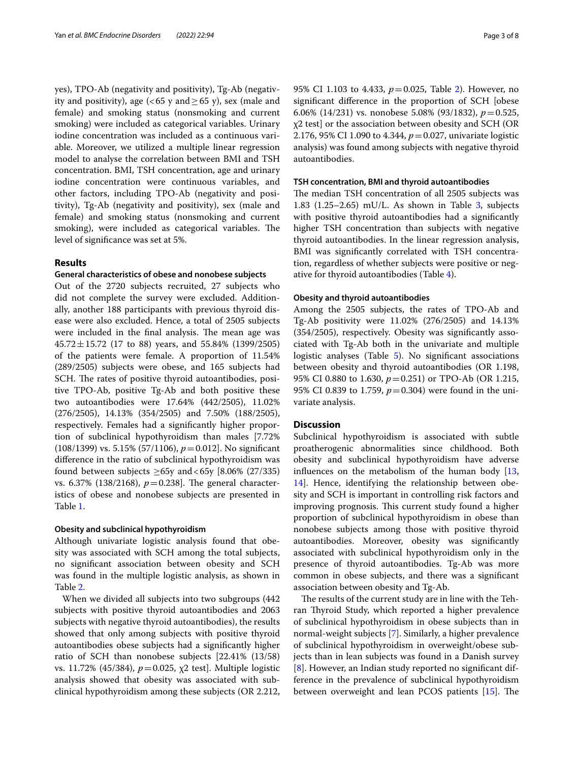yes), TPO-Ab (negativity and positivity), Tg-Ab (negativity and positivity), age (< 65 y and ≥ 65 y), sex (male and female) and smoking status (nonsmoking and current smoking) were included as categorical variables. Urinary iodine concentration was included as a continuous variable. Moreover, we utilized a multiple linear regression model to analyse the correlation between BMI and TSH concentration. BMI, TSH concentration, age and urinary iodine concentration were continuous variables, and other factors, including TPO-Ab (negativity and positivity), Tg-Ab (negativity and positivity), sex (male and female) and smoking status (nonsmoking and current smoking), were included as categorical variables. The level of significance was set at 5%.

## Results

### General characteristics of obese and nonobese subjects

Out of the 2720 subjects recruited, 27 subjects who did not complete the survey were excluded. Additionally, another 188 participants with previous thyroid disease were also excluded. Hence, a total of 2505 subjects were included in the final analysis. The mean age was 45.72 ± 15.72 (17 to 88) years, and 55.84% (1399/2505) of the patients were female. A proportion of 11.54% (289/2505) subjects were obese, and 165 subjects had SCH. The rates of positive thyroid autoantibodies, positive TPO-Ab, positive Tg-Ab and both positive these two autoantibodies were 17.64% (442/2505), 11.02% (276/2505), 14.13% (354/2505) and 7.50% (188/2505), respectively. Females had a significantly higher proportion of subclinical hypothyroidism than males [7.72% (108/1399) vs. 5.15% (57/1106), $p = 0.012$]. No significant difference in the ratio of subclinical hypothyroidism was found between subjects ≥65y and < 65y [8.06% (27/335) vs. 6.37% (138/2168), $p = 0.238$]. The general characteristics of obese and nonobese subjects are presented in Table 1.

### Obesity and subclinical hypothyroidism

Although univariate logistic analysis found that obesity was associated with SCH among the total subjects, no significant association between obesity and SCH was found in the multiple logistic analysis, as shown in Table 2.

When we divided all subjects into two subgroups (442 subjects with positive thyroid autoantibodies and 2063 subjects with negative thyroid autoantibodies), the results showed that only among subjects with positive thyroid autoantibodies obese subjects had a significantly higher ratio of SCH than nonobese subjects [22.41% (13/58) vs. 11.72% (45/384), $p = 0.025$, $\chi 2$ test]. Multiple logistic analysis showed that obesity was associated with subclinical hypothyroidism among these subjects (OR 2.212, 95% CI 1.103 to 4.433, $p = 0.025$, Table 2). However, no significant difference in the proportion of SCH [obese 6.06% (14/231) vs. nonobese 5.08% (93/1832), $p = 0.525$, $\chi 2$ test] or the association between obesity and SCH (OR 2.176, 95% CI 1.090 to 4.344, $p = 0.027$, univariate logistic analysis) was found among subjects with negative thyroid autoantibodies.

### TSH concentration, BMI and thyroid autoantibodies

The median TSH concentration of all 2505 subjects was 1.83 (1.25–2.65) mU/L. As shown in Table 3, subjects with positive thyroid autoantibodies had a significantly higher TSH concentration than subjects with negative thyroid autoantibodies. In the linear regression analysis, BMI was significantly correlated with TSH concentration, regardless of whether subjects were positive or negative for thyroid autoantibodies (Table 4).

### Obesity and thyroid autoantibodies

Among the 2505 subjects, the rates of TPO-Ab and Tg-Ab positivity were 11.02% (276/2505) and 14.13% (354/2505), respectively. Obesity was significantly associated with Tg-Ab both in the univariate and multiple logistic analyses (Table 5). No significant associations between obesity and thyroid autoantibodies (OR 1.198, 95% CI 0.880 to 1.630, $p = 0.251$) or TPO-Ab (OR 1.215, 95% CI 0.839 to 1.759, $p = 0.304$) were found in the univariate analysis.

## Discussion

Subclinical hypothyroidism is associated with subtle proatherogenic abnormalities since childhood. Both obesity and subclinical hypothyroidism have adverse influences on the metabolism of the human body [13, 14]. Hence, identifying the relationship between obesity and SCH is important in controlling risk factors and improving prognosis. This current study found a higher proportion of subclinical hypothyroidism in obese than nonobese subjects among those with positive thyroid autoantibodies. Moreover, obesity was significantly associated with subclinical hypothyroidism only in the presence of thyroid autoantibodies. Tg-Ab was more common in obese subjects, and there was a significant association between obesity and Tg-Ab.

The results of the current study are in line with the Tehran Thyroid Study, which reported a higher prevalence of subclinical hypothyroidism in obese subjects than in normal-weight subjects [7]. Similarly, a higher prevalence of subclinical hypothyroidism in overweight/obese subjects than in lean subjects was found in a Danish survey [8]. However, an Indian study reported no significant difference in the prevalence of subclinical hypothyroidism between overweight and lean PCOS patients [15]. The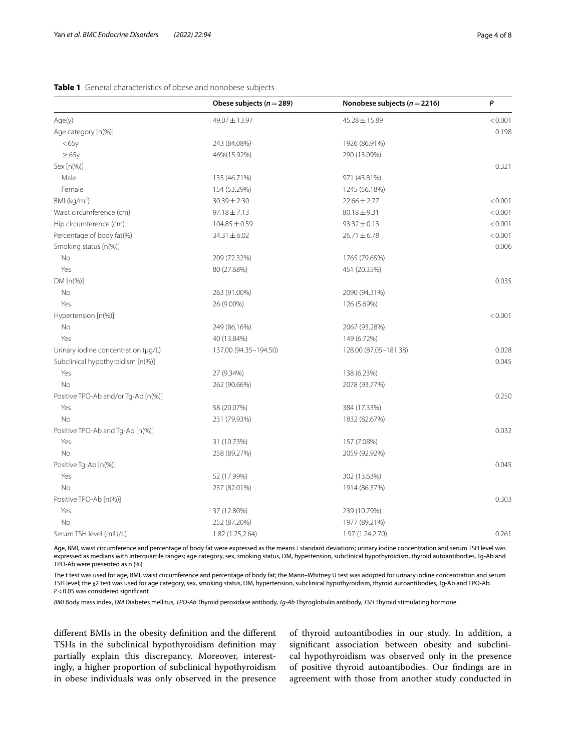**Table 1** General characteristics of obese and nonobese subjects

| | Obese subjects ($n=289$) | Nonobese subjects ($n=2216$) | *P* |
|---|---|---|---|
| Age(y) | 49.07 ± 13.97 | 45.28 ± 15.89 | < 0.001 |
| Age category [n(%)] | | | 0.198 |
| < 65y | 243 (84.08%) | 1926 (86.91%) | |
| ≥ 65y | 46%(15.92%) | 290 (13.09%) | |
| Sex [n(%)] | | | 0.321 |
| Male | 135 (46.71%) | 971 (43.81%) | |
| Female | 154 (53.29%) | 1245 (56.18%) | |
| BMI (kg/m$^2$) | 30.39 ± 2.30 | 22.66 ± 2.77 | < 0.001 |
| Waist circumference (cm) | 97.18 ± 7.13 | 80.18 ± 9.31 | < 0.001 |
| Hip circumference (cm) | 104.85 ± 0.59 | 93.32 ± 0.13 | < 0.001 |
| Percentage of body fat(%) | 34.31 ± 6.02 | 26.71 ± 6.78 | < 0.001 |
| Smoking status [n(%)] | | | 0.006 |
| No | 209 (72.32%) | 1765 (79.65%) | |
| Yes | 80 (27.68%) | 451 (20.35%) | |
| DM [n(%)] | | | 0.035 |
| No | 263 (91.00%) | 2090 (94.31%) | |
| Yes | 26 (9.00%) | 126 (5.69%) | |
| Hypertension [n(%)] | | | < 0.001 |
| No | 249 (86.16%) | 2067 (93.28%) | |
| Yes | 40 (13.84%) | 149 (6.72%) | |
| Urinary iodine concentration (μg/L) | 137.00 (94.35–194.50) | 128.00 (87.05–181.38) | 0.028 |
| Subclinical hypothyroidism [n(%)] | | | 0.045 |
| Yes | 27 (9.34%) | 138 (6.23%) | |
| No | 262 (90.66%) | 2078 (93.77%) | |
| Positive TPO-Ab and/or Tg-Ab [n(%)] | | | 0.250 |
| Yes | 58 (20.07%) | 384 (17.33%) | |
| No | 231 (79.93%) | 1832 (82.67%) | |
| Positive TPO-Ab and Tg-Ab [n(%)] | | | 0.032 |
| Yes | 31 (10.73%) | 157 (7.08%) | |
| No | 258 (89.27%) | 2059 (92.92%) | |
| Positive Tg-Ab [n(%)] | | | 0.045 |
| Yes | 52 (17.99%) | 302 (13.63%) | |
| No | 237 (82.01%) | 1914 (86.37%) | |
| Positive TPO-Ab [n(%)] | | | 0.303 |
| Yes | 37 (12.80%) | 239 (10.79%) | |
| No | 252 (87.20%) | 1977 (89.21%) | |
| Serum TSH level (mIU/L) | 1.82 (1.25,2.64) | 1.97 (1.24,2.70) | 0.261 |

Age, BMI, waist circumference and percentage of body fat were expressed as the means±standard deviations; urinary iodine concentration and serum TSH level was expressed as medians with interquartile ranges; age category, sex, smoking status, DM, hypertension, subclinical hypothyroidism, thyroid autoantibodies, Tg-Ab and TPO-Ab were presented as n (%)

The t test was used for age, BMI, waist circumference and percentage of body fat; the Mann–Whitney U test was adopted for urinary iodine concentration and serum TSH level; the $\chi2$ test was used for age category, sex, smoking status, DM, hypertension, subclinical hypothyroidism, thyroid autoantibodies, Tg-Ab and TPO-Ab. $P<0.05$ was considered significant

*BMI* Body mass index, *DM* Diabetes mellitus, *TPO-Ab* Thyroid peroxidase antibody, *Tg-Ab* Thyroglobulin antibody, *TSH* Thyroid stimulating hormone

different BMIs in the obesity definition and the different TSHs in the subclinical hypothyroidism definition may partially explain this discrepancy. Moreover, interestingly, a higher proportion of subclinical hypothyroidism in obese individuals was only observed in the presence of thyroid autoantibodies in our study. In addition, a significant association between obesity and subclinical hypothyroidism was observed only in the presence of positive thyroid autoantibodies. Our findings are in agreement with those from another study conducted in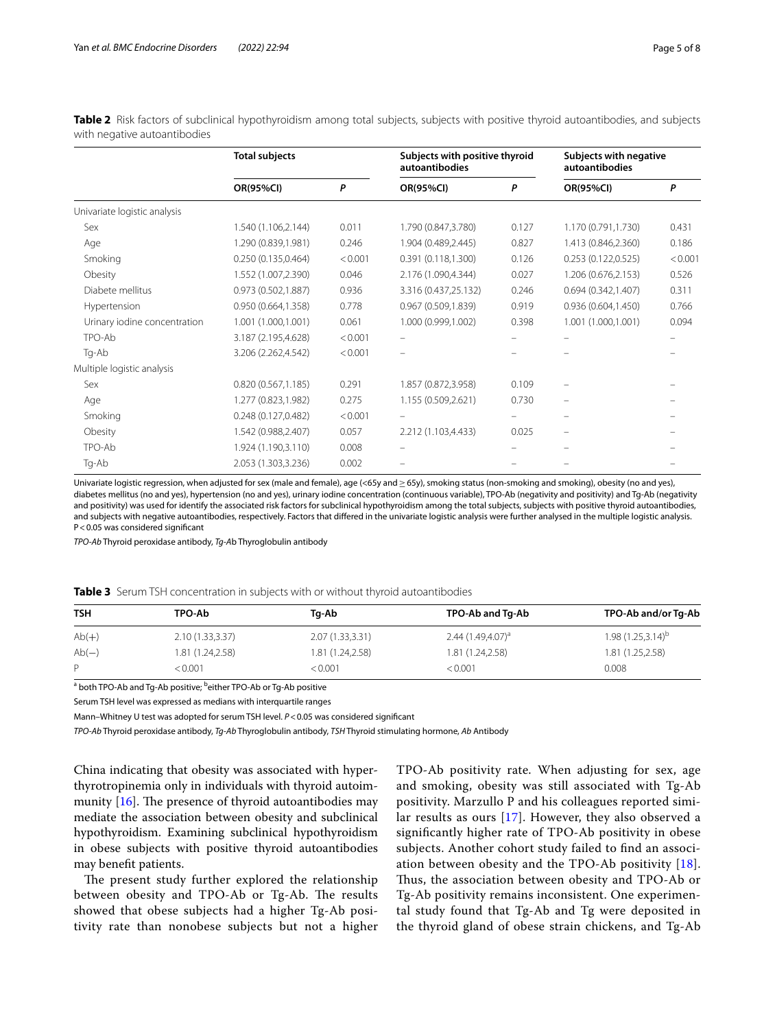**Table 2** Risk factors of subclinical hypothyroidism among total subjects, subjects with positive thyroid autoantibodies, and subjects with negative autoantibodies

| | Total subjects | | Subjects with positive thyroid autoantibodies | | Subjects with negative autoantibodies | |
|---|---|---|---|---|---|---|
| | OR(95%CI) | P | OR(95%CI) | P | OR(95%CI) | P |
| Univariate logistic analysis | | | | | | |
| Sex | 1.540 (1.106,2.144) | 0.011 | 1.790 (0.847,3.780) | 0.127 | 1.170 (0.791,1.730) | 0.431 |
| Age | 1.290 (0.839,1.981) | 0.246 | 1.904 (0.489,2.445) | 0.827 | 1.413 (0.846,2.360) | 0.186 |
| Smoking | 0.250 (0.135,0.464) | <0.001 | 0.391 (0.118,1.300) | 0.126 | 0.253 (0.122,0.525) | <0.001 |
| Obesity | 1.552 (1.007,2.390) | 0.046 | 2.176 (1.090,4.344) | 0.027 | 1.206 (0.676,2.153) | 0.526 |
| Diabete mellitus | 0.973 (0.502,1.887) | 0.936 | 3.316 (0.437,25.132) | 0.246 | 0.694 (0.342,1.407) | 0.311 |
| Hypertension | 0.950 (0.664,1.358) | 0.778 | 0.967 (0.509,1.839) | 0.919 | 0.936 (0.604,1.450) | 0.766 |
| Urinary iodine concentration | 1.001 (1.000,1.001) | 0.061 | 1.000 (0.999,1.002) | 0.398 | 1.001 (1.000,1.001) | 0.094 |
| TPO-Ab | 3.187 (2.195,4.628) | <0.001 | – | – | – | – |
| Tg-Ab | 3.206 (2.262,4.542) | <0.001 | – | – | – | – |
| Multiple logistic analysis | | | | | | |
| Sex | 0.820 (0.567,1.185) | 0.291 | 1.857 (0.872,3.958) | 0.109 | – | – |
| Age | 1.277 (0.823,1.982) | 0.275 | 1.155 (0.509,2.621) | 0.730 | – | – |
| Smoking | 0.248 (0.127,0.482) | <0.001 | – | – | – | – |
| Obesity | 1.542 (0.988,2.407) | 0.057 | 2.212 (1.103,4.433) | 0.025 | – | – |
| TPO-Ab | 1.924 (1.190,3.110) | 0.008 | – | – | – | – |
| Tg-Ab | 2.053 (1.303,3.236) | 0.002 | – | – | – | – |

Univariate logistic regression, when adjusted for sex (male and female), age (<65y and ≥ 65y), smoking status (non-smoking and smoking), obesity (no and yes), diabetes mellitus (no and yes), hypertension (no and yes), urinary iodine concentration (continuous variable), TPO-Ab (negativity and positivity) and Tg-Ab (negativity and positivity) was used for identify the associated risk factors for subclinical hypothyroidism among the total subjects, subjects with positive thyroid autoantibodies, and subjects with negative autoantibodies, respectively. Factors that differed in the univariate logistic analysis were further analysed in the multiple logistic analysis. P<0.05 was considered significant

*TPO-Ab* Thyroid peroxidase antibody, *Tg-Ab* Thyroglobulin antibody

**Table 3** Serum TSH concentration in subjects with or without thyroid autoantibodies

| TSH | TPO-Ab | Tg-Ab | TPO-Ab and Tg-Ab | TPO-Ab and/or Tg-Ab |
|---|---|---|---|---|
| Ab(+) | 2.10 (1.33,3.37) | 2.07 (1.33,3.31) | 2.44 (1.49,4.07)[a] | 1.98 (1.25,3.14)[b] |
| Ab(−) | 1.81 (1.24,2.58) | 1.81 (1.24,2.58) | 1.81 (1.24,2.58) | 1.81 (1.25,2.58) |
| P | <0.001 | <0.001 | <0.001 | 0.008 |

[a] both TPO-Ab and Tg-Ab positive; [b] either TPO-Ab or Tg-Ab positive

Serum TSH level was expressed as medians with interquartile ranges

Mann–Whitney U test was adopted for serum TSH level. *P*<0.05 was considered significant

*TPO-Ab* Thyroid peroxidase antibody, *Tg-Ab* Thyroglobulin antibody, *TSH* Thyroid stimulating hormone, *Ab* Antibody

China indicating that obesity was associated with hyperthyrotropinemia only in individuals with thyroid autoimmunity [16]. The presence of thyroid autoantibodies may mediate the association between obesity and subclinical hypothyroidism. Examining subclinical hypothyroidism in obese subjects with positive thyroid autoantibodies may benefit patients.

The present study further explored the relationship between obesity and TPO-Ab or Tg-Ab. The results showed that obese subjects had a higher Tg-Ab positivity rate than nonobese subjects but not a higher TPO-Ab positivity rate. When adjusting for sex, age and smoking, obesity was still associated with Tg-Ab positivity. Marzullo P and his colleagues reported similar results as ours [17]. However, they also observed a significantly higher rate of TPO-Ab positivity in obese subjects. Another cohort study failed to find an association between obesity and the TPO-Ab positivity [18]. Thus, the association between obesity and TPO-Ab or Tg-Ab positivity remains inconsistent. One experimental study found that Tg-Ab and Tg were deposited in the thyroid gland of obese strain chickens, and Tg-Ab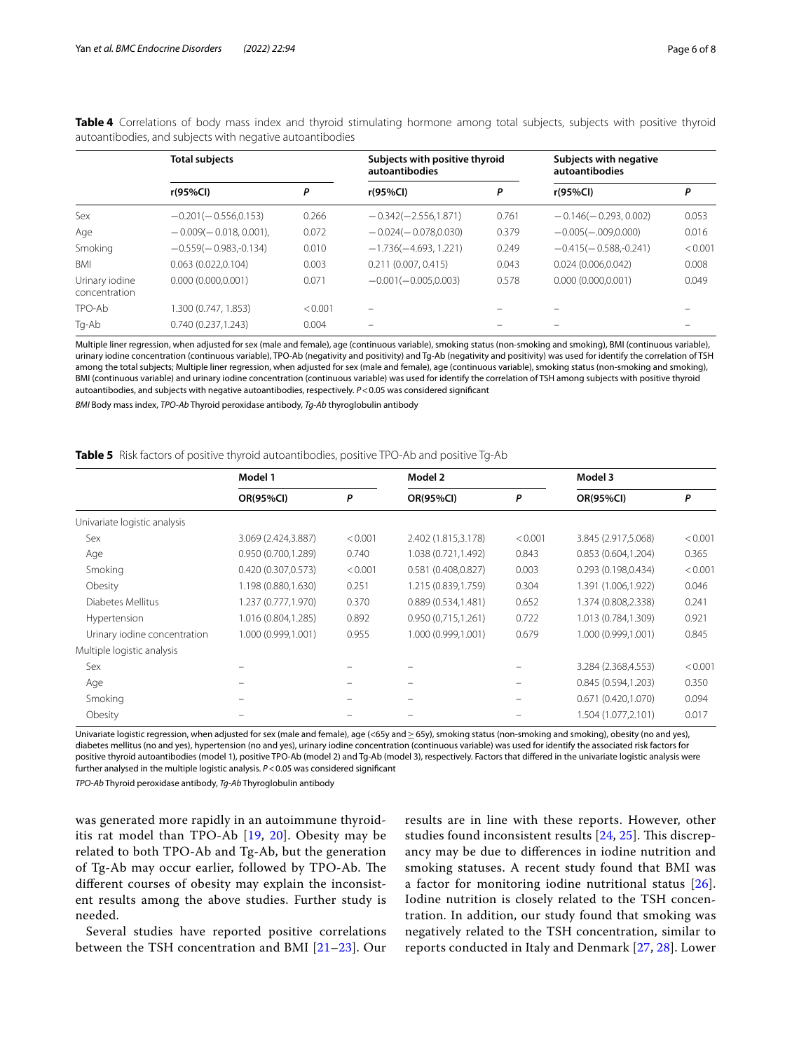**Table 4** Correlations of body mass index and thyroid stimulating hormone among total subjects, subjects with positive thyroid autoantibodies, and subjects with negative autoantibodies

| | Total subjects | | Subjects with positive thyroid autoantibodies | | Subjects with negative autoantibodies | |
|---|---|---|---|---|---|---|
| | r(95%CI) | P | r(95%CI) | P | r(95%CI) | P |
| Sex | −0.201(−0.556,0.153) | 0.266 | −0.342(−2.556,1.871) | 0.761 | −0.146(−0.293, 0.002) | 0.053 |
| Age | −0.009(−0.018, 0.001), | 0.072 | −0.024(−0.078,0.030) | 0.379 | −0.005(−.009,0.000) | 0.016 |
| Smoking | −0.559(−0.983,-0.134) | 0.010 | −1.736(−4.693, 1.221) | 0.249 | −0.415(−0.588,-0.241) | <0.001 |
| BMI | 0.063 (0.022,0.104) | 0.003 | 0.211 (0.007, 0.415) | 0.043 | 0.024 (0.006,0.042) | 0.008 |
| Urinary iodine concentration | 0.000 (0.000,0.001) | 0.071 | −0.001(−0.005,0.003) | 0.578 | 0.000 (0.000,0.001) | 0.049 |
| TPO-Ab | 1.300 (0.747, 1.853) | <0.001 | – | – | – | – |
| Tg-Ab | 0.740 (0.237,1.243) | 0.004 | – | – | – | – |

Multiple liner regression, when adjusted for sex (male and female), age (continuous variable), smoking status (non-smoking and smoking), BMI (continuous variable), urinary iodine concentration (continuous variable), TPO-Ab (negativity and positivity) and Tg-Ab (negativity and positivity) was used for identify the correlation of TSH among the total subjects; Multiple liner regression, when adjusted for sex (male and female), age (continuous variable), smoking status (non-smoking and smoking), BMI (continuous variable) and urinary iodine concentration (continuous variable) was used for identify the correlation of TSH among subjects with positive thyroid autoantibodies, and subjects with negative autoantibodies, respectively. $P<0.05$ was considered significant

*BMI* Body mass index, *TPO-Ab* Thyroid peroxidase antibody, *Tg-Ab* thyroglobulin antibody

**Table 5** Risk factors of positive thyroid autoantibodies, positive TPO-Ab and positive Tg-Ab

| | Model 1 | | Model 2 | | Model 3 | |
|---|---|---|---|---|---|---|
| | OR(95%CI) | P | OR(95%CI) | P | OR(95%CI) | P |
| Univariate logistic analysis | | | | | | |
| Sex | 3.069 (2.424,3.887) | <0.001 | 2.402 (1.815,3.178) | <0.001 | 3.845 (2.917,5.068) | <0.001 |
| Age | 0.950 (0.700,1.289) | 0.740 | 1.038 (0.721,1.492) | 0.843 | 0.853 (0.604,1.204) | 0.365 |
| Smoking | 0.420 (0.307,0.573) | <0.001 | 0.581 (0.408,0.827) | 0.003 | 0.293 (0.198,0.434) | <0.001 |
| Obesity | 1.198 (0.880,1.630) | 0.251 | 1.215 (0.839,1.759) | 0.304 | 1.391 (1.006,1.922) | 0.046 |
| Diabetes Mellitus | 1.237 (0.777,1.970) | 0.370 | 0.889 (0.534,1.481) | 0.652 | 1.374 (0.808,2.338) | 0.241 |
| Hypertension | 1.016 (0.804,1.285) | 0.892 | 0.950 (0,715,1.261) | 0.722 | 1.013 (0.784,1.309) | 0.921 |
| Urinary iodine concentration | 1.000 (0.999,1.001) | 0.955 | 1.000 (0.999,1.001) | 0.679 | 1.000 (0.999,1.001) | 0.845 |
| Multiple logistic analysis | | | | | | |
| Sex | – | – | – | – | 3.284 (2.368,4.553) | <0.001 |
| Age | – | – | – | – | 0.845 (0.594,1.203) | 0.350 |
| Smoking | – | – | – | – | 0.671 (0.420,1.070) | 0.094 |
| Obesity | – | – | – | – | 1.504 (1.077,2.101) | 0.017 |

Univariate logistic regression, when adjusted for sex (male and female), age (<65y and ≥65y), smoking status (non-smoking and smoking), obesity (no and yes), diabetes mellitus (no and yes), hypertension (no and yes), urinary iodine concentration (continuous variable) was used for identify the associated risk factors for positive thyroid autoantibodies (model 1), positive TPO-Ab (model 2) and Tg-Ab (model 3), respectively. Factors that differed in the univariate logistic analysis were further analysed in the multiple logistic analysis. $P<0.05$ was considered significant

*TPO-Ab* Thyroid peroxidase antibody, *Tg-Ab* Thyroglobulin antibody

was generated more rapidly in an autoimmune thyroiditis rat model than TPO-Ab [19, 20]. Obesity may be related to both TPO-Ab and Tg-Ab, but the generation of Tg-Ab may occur earlier, followed by TPO-Ab. The different courses of obesity may explain the inconsistent results among the above studies. Further study is needed.

Several studies have reported positive correlations between the TSH concentration and BMI [21–23]. Our results are in line with these reports. However, other studies found inconsistent results [24, 25]. This discrepancy may be due to differences in iodine nutrition and smoking statuses. A recent study found that BMI was a factor for monitoring iodine nutritional status [26]. Iodine nutrition is closely related to the TSH concentration. In addition, our study found that smoking was negatively related to the TSH concentration, similar to reports conducted in Italy and Denmark [27, 28]. Lower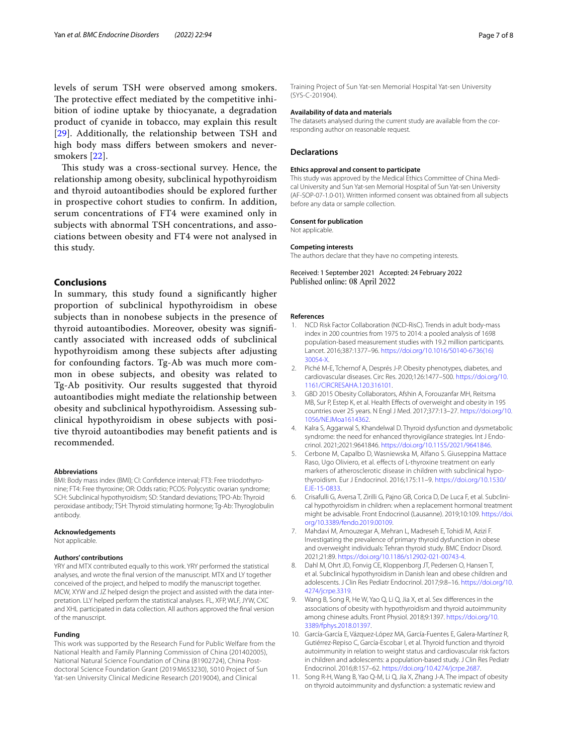levels of serum TSH were observed among smokers. The protective effect mediated by the competitive inhibition of iodine uptake by thiocyanate, a degradation product of cyanide in tobacco, may explain this result [29]. Additionally, the relationship between TSH and high body mass differs between smokers and never-smokers [22].

This study was a cross-sectional survey. Hence, the relationship among obesity, subclinical hypothyroidism and thyroid autoantibodies should be explored further in prospective cohort studies to confirm. In addition, serum concentrations of FT4 were examined only in subjects with abnormal TSH concentrations, and associations between obesity and FT4 were not analysed in this study.

## Conclusions

In summary, this study found a significantly higher proportion of subclinical hypothyroidism in obese subjects than in nonobese subjects in the presence of thyroid autoantibodies. Moreover, obesity was significantly associated with increased odds of subclinical hypothyroidism among these subjects after adjusting for confounding factors. Tg-Ab was much more common in obese subjects, and obesity was related to Tg-Ab positivity. Our results suggested that thyroid autoantibodies might mediate the relationship between obesity and subclinical hypothyroidism. Assessing subclinical hypothyroidism in obese subjects with positive thyroid autoantibodies may benefit patients and is recommended.

#### Abbreviations

BMI: Body mass index (BMI); CI: Confidence interval; FT3: Free triiodothyronine; FT4: Free thyroxine; OR: Odds ratio; PCOS: Polycystic ovarian syndrome; SCH: Subclinical hypothyroidism; SD: Standard deviations; TPO-Ab: Thyroid peroxidase antibody; TSH: Thyroid stimulating hormone; Tg-Ab: Thyroglobulin antibody.

#### Acknowledgements

Not applicable.

#### Authors' contributions

YRY and MTX contributed equally to this work. YRY performed the statistical analyses, and wrote the final version of the manuscript. MTX and LY together conceived of the project, and helped to modify the manuscript together. MCW, XYW and JZ helped design the project and assisted with the data interpretation. LLY helped perform the statistical analyses. FL, XFP, WLF, JYW, CXC and XHL participated in data collection. All authors approved the final version of the manuscript.

#### Funding

This work was supported by the Research Fund for Public Welfare from the National Health and Family Planning Commission of China (201402005), National Natural Science Foundation of China (81902724), China Postdoctoral Science Foundation Grant (2019 M653230), 5010 Project of Sun Yat-sen University Clinical Medicine Research (2019004), and Clinical Training Project of Sun Yat-sen Memorial Hospital Yat-sen University (SYS-C-201904).

#### Availability of data and materials

The datasets analysed during the current study are available from the corresponding author on reasonable request.

### Declarations

#### Ethics approval and consent to participate

This study was approved by the Medical Ethics Committee of China Medical University and Sun Yat-sen University and Sun Yat-sen Memorial Hospital of Sun Yat-sen University (AF-SOP-07-1.0-01). Written informed consent was obtained from all subjects before any data or sample collection.

#### Consent for publication

Not applicable.

#### Competing interests

The authors declare that they have no competing interests.

Received: 1 September 2021 Accepted: 24 February 2022
Published online: 08 April 2022

#### References

1. NCD Risk Factor Collaboration (NCD-RisC). Trends in adult body-mass index in 200 countries from 1975 to 2014: a pooled analysis of 1698 population-based measurement studies with 19.2 million participants. Lancet. 2016;387:1377–96. https://doi.org/10.1016/S0140-6736(16)30054-X.
2. Piché M-E, Tchernof A, Després J-P. Obesity phenotypes, diabetes, and cardiovascular diseases. Circ Res. 2020;126:1477–500. https://doi.org/10.1161/CIRCRESAHA.120.316101.
3. GBD 2015 Obesity Collaborators, Afshin A, Forouzanfar MH, Reitsma MB, Sur P, Estep K, et al. Health Effects of overweight and obesity in 195 countries over 25 years. N Engl J Med. 2017;377:13–27. https://doi.org/10.1056/NEJMoa1614362.
4. Kalra S, Aggarwal S, Khandelwal D. Thyroid dysfunction and dysmetabolic syndrome: the need for enhanced thyrovigilance strategies. Int J Endocrinol. 2021;2021:9641846. https://doi.org/10.1155/2021/9641846.
5. Cerbone M, Capalbo D, Wasniewska M, Alfano S. Giuseppina Mattace Raso, Ugo Oliviero, et al. effects of L-thyroxine treatment on early markers of atherosclerotic disease in children with subclinical hypothyroidism. Eur J Endocrinol. 2016;175:11–9. https://doi.org/10.1530/EJE-15-0833.
6. Crisafulli G, Aversa T, Zirilli G, Pajno GB, Corica D, De Luca F, et al. Subclinical hypothyroidism in children: when a replacement hormonal treatment might be advisable. Front Endocrinol (Lausanne). 2019;10:109. https://doi.org/10.3389/fendo.2019.00109.
7. Mahdavi M, Amouzegar A, Mehran L, Madreseh E, Tohidi M, Azizi F. Investigating the prevalence of primary thyroid dysfunction in obese and overweight individuals: Tehran thyroid study. BMC Endocr Disord. 2021;21:89. https://doi.org/10.1186/s12902-021-00743-4.
8. Dahl M, Ohrt JD, Fonvig CE, Kloppenborg JT, Pedersen O, Hansen T, et al. Subclinical hypothyroidism in Danish lean and obese children and adolescents. J Clin Res Pediatr Endocrinol. 2017;9:8–16. https://doi.org/10.4274/jcrpe.3319.
9. Wang B, Song R, He W, Yao Q, Li Q, Jia X, et al. Sex differences in the associations of obesity with hypothyroidism and thyroid autoimmunity among chinese adults. Front Physiol. 2018;9:1397. https://doi.org/10.3389/fphys.2018.01397.
10. García-García E, Vázquez-López MA, García-Fuentes E, Galera-Martínez R, Gutiérrez-Repiso C, García-Escobar I, et al. Thyroid function and thyroid autoimmunity in relation to weight status and cardiovascular risk factors in children and adolescents: a population-based study. J Clin Res Pediatr Endocrinol. 2016;8:157–62. https://doi.org/10.4274/jcrpe.2687.
11. Song R-H, Wang B, Yao Q-M, Li Q, Jia X, Zhang J-A. The impact of obesity on thyroid autoimmunity and dysfunction: a systematic review and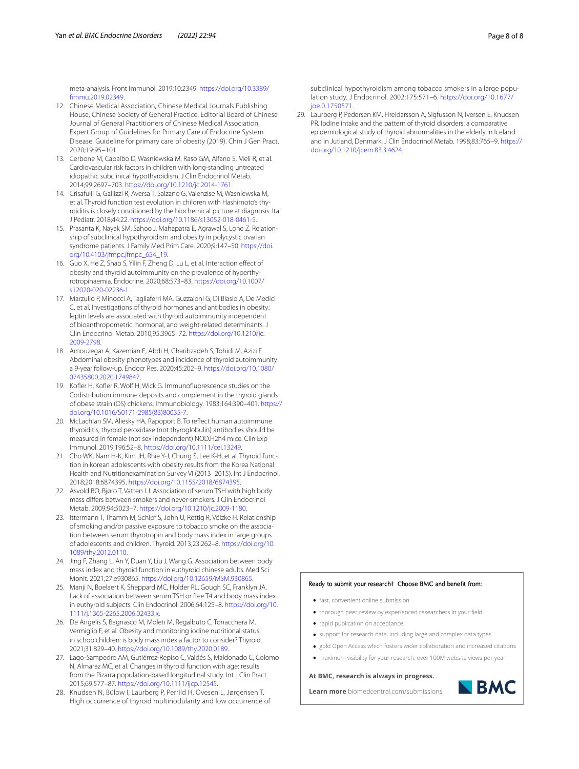meta-analysis. Front Immunol. 2019;10:2349. https://doi.org/10.3389/fimmu.2019.02349.

12. Chinese Medical Association, Chinese Medical Journals Publishing House, Chinese Society of General Practice, Editorial Board of Chinese Journal of General Practitioners of Chinese Medical Association, Expert Group of Guidelines for Primary Care of Endocrine System Disease. Guideline for primary care of obesity (2019). Chin J Gen Pract. 2020;19:95–101.
13. Cerbone M, Capalbo D, Wasniewska M, Raso GM, Alfano S, Meli R, et al. Cardiovascular risk factors in children with long-standing untreated idiopathic subclinical hypothyroidism. J Clin Endocrinol Metab. 2014;99:2697–703. https://doi.org/10.1210/jc.2014-1761.
14. Crisafulli G, Gallizzi R, Aversa T, Salzano G, Valenzise M, Wasniewska M, et al. Thyroid function test evolution in children with Hashimoto's thyroiditis is closely conditioned by the biochemical picture at diagnosis. Ital J Pediatr. 2018;44:22. https://doi.org/10.1186/s13052-018-0461-5.
15. Prasanta K, Nayak SM, Sahoo J, Mahapatra E, Agrawal S, Lone Z. Relationship of subclinical hypothyroidism and obesity in polycystic ovarian syndrome patients. J Family Med Prim Care. 2020;9:147–50. https://doi.org/10.4103/jfmpc.jfmpc_654_19.
16. Guo X, He Z, Shao S, Yilin F, Zheng D, Lu L, et al. Interaction effect of obesity and thyroid autoimmunity on the prevalence of hyperthyrotropinaemia. Endocrine. 2020;68:573–83. https://doi.org/10.1007/s12020-020-02236-1.
17. Marzullo P, Minocci A, Tagliaferri MA, Guzzaloni G, Di Blasio A, De Medici C, et al. Investigations of thyroid hormones and antibodies in obesity: leptin levels are associated with thyroid autoimmunity independent of bioanthropometric, hormonal, and weight-related determinants. J Clin Endocrinol Metab. 2010;95:3965–72. https://doi.org/10.1210/jc.2009-2798.
18. Amouzegar A, Kazemian E, Abdi H, Gharibzadeh S, Tohidi M, Azizi F. Abdominal obesity phenotypes and incidence of thyroid autoimmunity: a 9-year follow-up. Endocr Res. 2020;45:202–9. https://doi.org/10.1080/07435800.2020.1749847.
19. Kofler H, Kofler R, Wolf H, Wick G. Immunofluorescence studies on the Codistribution immune deposits and complement in the thyroid glands of obese strain (OS) chickens. Immunobiology. 1983;164:390–401. https://doi.org/10.1016/S0171-2985(83)80035-7.
20. McLachlan SM, Aliesky HA, Rapoport B. To reflect human autoimmune thyroiditis, thyroid peroxidase (not thyroglobulin) antibodies should be measured in female (not sex independent) NOD.H2h4 mice. Clin Exp Immunol. 2019;196:52–8. https://doi.org/10.1111/cei.13249.
21. Cho WK, Nam H-K, Kim JH, Rhie Y-J, Chung S, Lee K-H, et al. Thyroid function in korean adolescents with obesity:results from the Korea National Health and Nutritionexamination Survey VI (2013–2015). Int J Endocrinol. 2018;2018:6874395. https://doi.org/10.1155/2018/6874395.
22. Asvold BO, Bjøro T, Vatten LJ. Association of serum TSH with high body mass differs between smokers and never-smokers. J Clin Endocrinol Metab. 2009;94:5023–7. https://doi.org/10.1210/jc.2009-1180.
23. Ittermann T, Thamm M, Schipf S, John U, Rettig R, Völzke H. Relationship of smoking and/or passive exposure to tobacco smoke on the association between serum thyrotropin and body mass index in large groups of adolescents and children. Thyroid. 2013;23:262–8. https://doi.org/10.1089/thy.2012.0110.
24. Jing F, Zhang L, An Y, Duan Y, Liu J, Wang G. Association between body mass index and thyroid function in euthyroid chinese adults. Med Sci Monit. 2021;27:e930865. https://doi.org/10.12659/MSM.930865.
25. Manji N, Boelaert K, Sheppard MC, Holder RL, Gough SC, Franklyn JA. Lack of association between serum TSH or free T4 and body mass index in euthyroid subjects. Clin Endocrinol. 2006;64:125–8. https://doi.org/10.1111/j.1365-2265.2006.02433.x.
26. De Angelis S, Bagnasco M, Moleti M, Regalbuto C, Tonacchera M, Vermiglio F, et al. Obesity and monitoring iodine nutritional status in schoolchildren: is body mass index a factor to consider? Thyroid. 2021;31:829–40. https://doi.org/10.1089/thy.2020.0189.
27. Lago-Sampedro AM, Gutiérrez-Repiso C, Valdés S, Maldonado C, Colomo N, Almaraz MC, et al. Changes in thyroid function with age: results from the Pizarra population-based longitudinal study. Int J Clin Pract. 2015;69:577–87. https://doi.org/10.1111/ijcp.12545.
28. Knudsen N, Bülow I, Laurberg P, Perrild H, Ovesen L, Jørgensen T. High occurrence of thyroid multinodularity and low occurrence of subclinical hypothyroidism among tobacco smokers in a large population study. J Endocrinol. 2002;175:571–6. https://doi.org/10.1677/joe.0.1750571.
29. Laurberg P, Pedersen KM, Hreidarsson A, Sigfusson N, Iversen E, Knudsen PR. Iodine intake and the pattern of thyroid disorders: a comparative epidemiological study of thyroid abnormalities in the elderly in Iceland and in Jutland, Denmark. J Clin Endocrinol Metab. 1998;83:765–9. https://doi.org/10.1210/jcem.83.3.4624.

Ready to submit your research? Choose BMC and benefit from:

- fast, convenient online submission
- thorough peer review by experienced researchers in your field
- rapid publication on acceptance
- support for research data, including large and complex data types
- gold Open Access which fosters wider collaboration and increased citations
- maximum visibility for your research: over 100M website views per year

**At BMC, research is always in progress.**

**Learn more** biomedcentral.com/submissions

BMC